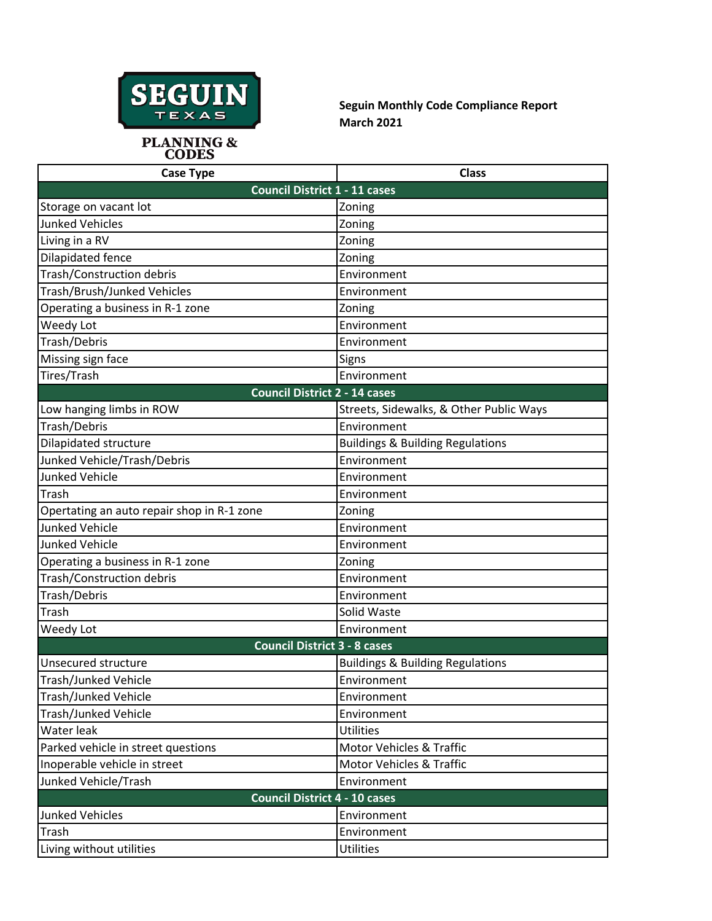SEGUIN TEXAS

PLANNING & CODES

**Seguin Monthly Code Compliance Report**
**March 2021**

| Case Type | Class |
|---|---|
| **Council District 1 - 11 cases** | |
| Storage on vacant lot | Zoning |
| Junked Vehicles | Zoning |
| Living in a RV | Zoning |
| Dilapidated fence | Zoning |
| Trash/Construction debris | Environment |
| Trash/Brush/Junked Vehicles | Environment |
| Operating a business in R-1 zone | Zoning |
| Weedy Lot | Environment |
| Trash/Debris | Environment |
| Missing sign face | Signs |
| Tires/Trash | Environment |
| **Council District 2 - 14 cases** | |
| Low hanging limbs in ROW | Streets, Sidewalks, & Other Public Ways |
| Trash/Debris | Environment |
| Dilapidated structure | Buildings & Building Regulations |
| Junked Vehicle/Trash/Debris | Environment |
| Junked Vehicle | Environment |
| Trash | Environment |
| Opertating an auto repair shop in R-1 zone | Zoning |
| Junked Vehicle | Environment |
| Junked Vehicle | Environment |
| Operating a business in R-1 zone | Zoning |
| Trash/Construction debris | Environment |
| Trash/Debris | Environment |
| Trash | Solid Waste |
| Weedy Lot | Environment |
| **Council District 3 - 8 cases** | |
| Unsecured structure | Buildings & Building Regulations |
| Trash/Junked Vehicle | Environment |
| Trash/Junked Vehicle | Environment |
| Trash/Junked Vehicle | Environment |
| Water leak | Utilities |
| Parked vehicle in street questions | Motor Vehicles & Traffic |
| Inoperable vehicle in street | Motor Vehicles & Traffic |
| Junked Vehicle/Trash | Environment |
| **Council District 4 - 10 cases** | |
| Junked Vehicles | Environment |
| Trash | Environment |
| Living without utilities | Utilities |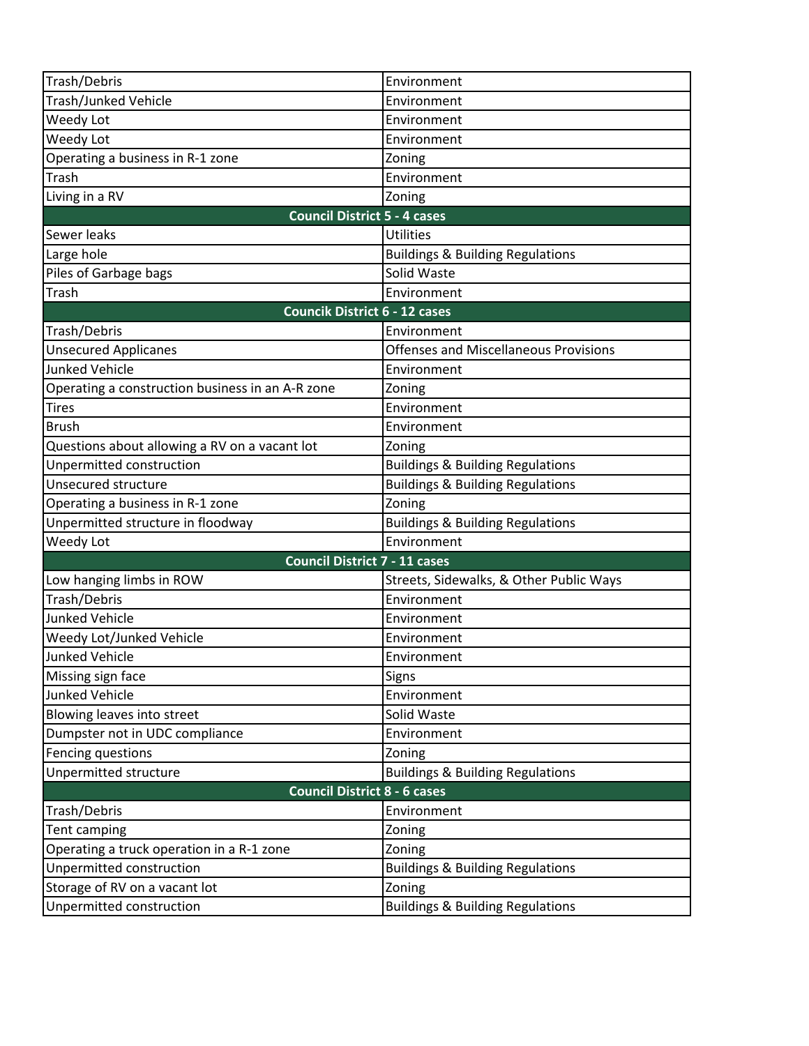| | |
|---|---|
| Trash/Debris | Environment |
| Trash/Junked Vehicle | Environment |
| Weedy Lot | Environment |
| Weedy Lot | Environment |
| Operating a business in R-1 zone | Zoning |
| Trash | Environment |
| Living in a RV | Zoning |
| **Council District 5 - 4 cases** | |
| Sewer leaks | Utilities |
| Large hole | Buildings & Building Regulations |
| Piles of Garbage bags | Solid Waste |
| Trash | Environment |
| **Councik District 6 - 12 cases** | |
| Trash/Debris | Environment |
| Unsecured Applicanes | Offenses and Miscellaneous Provisions |
| Junked Vehicle | Environment |
| Operating a construction business in an A-R zone | Zoning |
| Tires | Environment |
| Brush | Environment |
| Questions about allowing a RV on a vacant lot | Zoning |
| Unpermitted construction | Buildings & Building Regulations |
| Unsecured structure | Buildings & Building Regulations |
| Operating a business in R-1 zone | Zoning |
| Unpermitted structure in floodway | Buildings & Building Regulations |
| Weedy Lot | Environment |
| **Council District 7 - 11 cases** | |
| Low hanging limbs in ROW | Streets, Sidewalks, & Other Public Ways |
| Trash/Debris | Environment |
| Junked Vehicle | Environment |
| Weedy Lot/Junked Vehicle | Environment |
| Junked Vehicle | Environment |
| Missing sign face | Signs |
| Junked Vehicle | Environment |
| Blowing leaves into street | Solid Waste |
| Dumpster not in UDC compliance | Environment |
| Fencing questions | Zoning |
| Unpermitted structure | Buildings & Building Regulations |
| **Council District 8 - 6 cases** | |
| Trash/Debris | Environment |
| Tent camping | Zoning |
| Operating a truck operation in a R-1 zone | Zoning |
| Unpermitted construction | Buildings & Building Regulations |
| Storage of RV on a vacant lot | Zoning |
| Unpermitted construction | Buildings & Building Regulations |